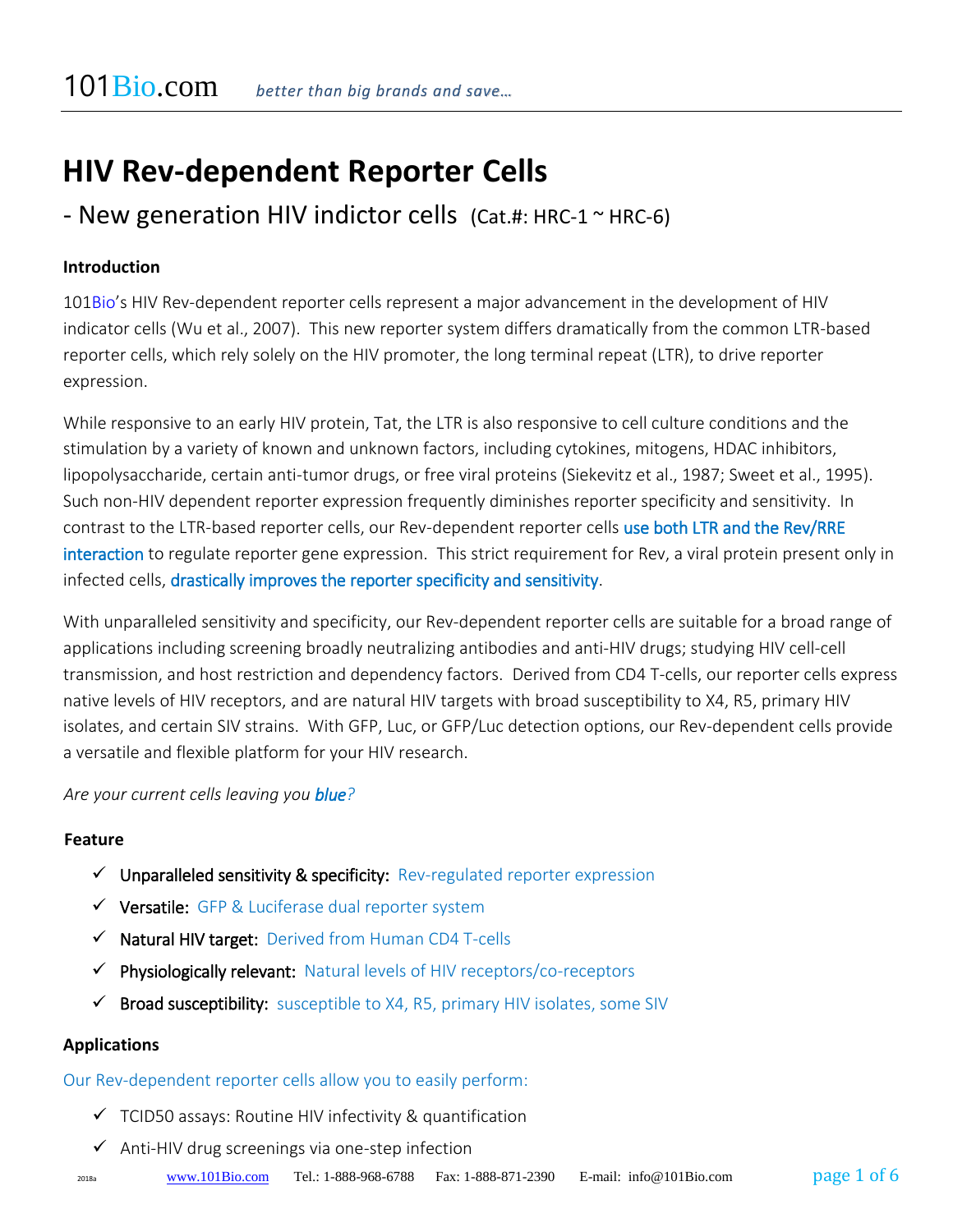# HIV Rev-dependent Reporter Cells

## - New generation HIV indictor cells (Cat.#: HRC-1 ~ HRC-6)

**Introduction**

101Bio's HIV Rev-dependent reporter cells represent a major advancement in the development of HIV indicator cells (Wu et al., 2007). This new reporter system differs dramatically from the common LTR-based reporter cells, which rely solely on the HIV promoter, the long terminal repeat (LTR), to drive reporter expression.

While responsive to an early HIV protein, Tat, the LTR is also responsive to cell culture conditions and the stimulation by a variety of known and unknown factors, including cytokines, mitogens, HDAC inhibitors, lipopolysaccharide, certain anti-tumor drugs, or free viral proteins (Siekevitz et al., 1987; Sweet et al., 1995). Such non-HIV dependent reporter expression frequently diminishes reporter specificity and sensitivity. In contrast to the LTR-based reporter cells, our Rev-dependent reporter cells use both LTR and the Rev/RRE interaction to regulate reporter gene expression. This strict requirement for Rev, a viral protein present only in infected cells, drastically improves the reporter specificity and sensitivity.

With unparalleled sensitivity and specificity, our Rev-dependent reporter cells are suitable for a broad range of applications including screening broadly neutralizing antibodies and anti-HIV drugs; studying HIV cell-cell transmission, and host restriction and dependency factors. Derived from CD4 T-cells, our reporter cells express native levels of HIV receptors, and are natural HIV targets with broad susceptibility to X4, R5, primary HIV isolates, and certain SIV strains. With GFP, Luc, or GFP/Luc detection options, our Rev-dependent cells provide a versatile and flexible platform for your HIV research.

*Are your current cells leaving you blue?*

**Feature**

- ✓ Unparalleled sensitivity & specificity: Rev-regulated reporter expression
- ✓ Versatile: GFP & Luciferase dual reporter system
- ✓ Natural HIV target: Derived from Human CD4 T-cells
- ✓ Physiologically relevant: Natural levels of HIV receptors/co-receptors
- ✓ Broad susceptibility: susceptible to X4, R5, primary HIV isolates, some SIV

**Applications**

Our Rev-dependent reporter cells allow you to easily perform:

- ✓ TCID50 assays: Routine HIV infectivity & quantification
- ✓ Anti-HIV drug screenings via one-step infection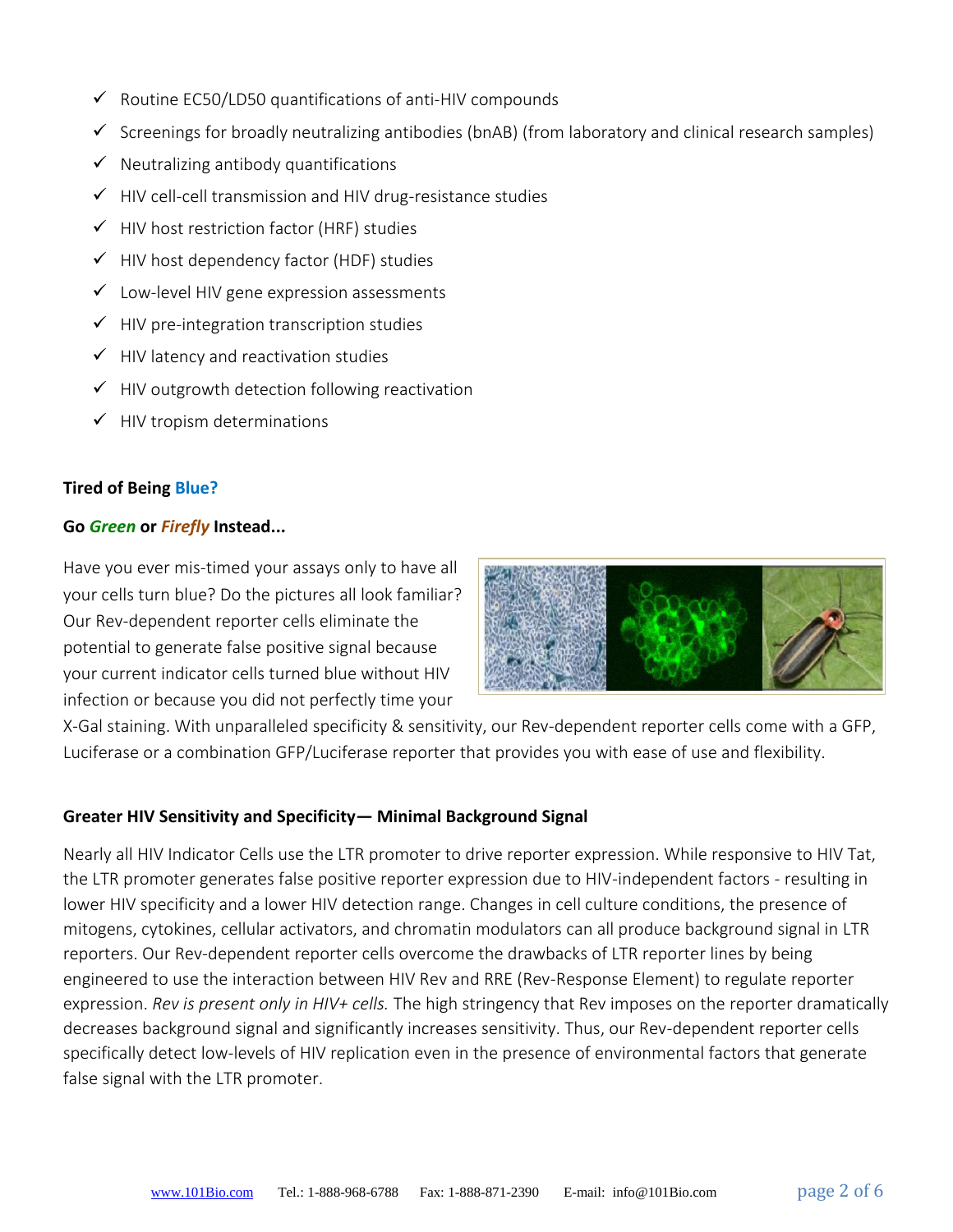- ✓ Routine EC50/LD50 quantifications of anti-HIV compounds
- ✓ Screenings for broadly neutralizing antibodies (bnAB) (from laboratory and clinical research samples)
- ✓ Neutralizing antibody quantifications
- ✓ HIV cell-cell transmission and HIV drug-resistance studies
- ✓ HIV host restriction factor (HRF) studies
- ✓ HIV host dependency factor (HDF) studies
- ✓ Low-level HIV gene expression assessments
- ✓ HIV pre-integration transcription studies
- ✓ HIV latency and reactivation studies
- ✓ HIV outgrowth detection following reactivation
- ✓ HIV tropism determinations

**Tired of Being Blue?**

**Go *Green* or *Firefly* Instead...**

Have you ever mis-timed your assays only to have all your cells turn blue? Do the pictures all look familiar? Our Rev-dependent reporter cells eliminate the potential to generate false positive signal because your current indicator cells turned blue without HIV infection or because you did not perfectly time your X-Gal staining. With unparalleled specificity & sensitivity, our Rev-dependent reporter cells come with a GFP, Luciferase or a combination GFP/Luciferase reporter that provides you with ease of use and flexibility.

**Greater HIV Sensitivity and Specificity— Minimal Background Signal**

Nearly all HIV Indicator Cells use the LTR promoter to drive reporter expression. While responsive to HIV Tat, the LTR promoter generates false positive reporter expression due to HIV-independent factors - resulting in lower HIV specificity and a lower HIV detection range. Changes in cell culture conditions, the presence of mitogens, cytokines, cellular activators, and chromatin modulators can all produce background signal in LTR reporters. Our Rev-dependent reporter cells overcome the drawbacks of LTR reporter lines by being engineered to use the interaction between HIV Rev and RRE (Rev-Response Element) to regulate reporter expression. *Rev is present only in HIV+ cells.* The high stringency that Rev imposes on the reporter dramatically decreases background signal and significantly increases sensitivity. Thus, our Rev-dependent reporter cells specifically detect low-levels of HIV replication even in the presence of environmental factors that generate false signal with the LTR promoter.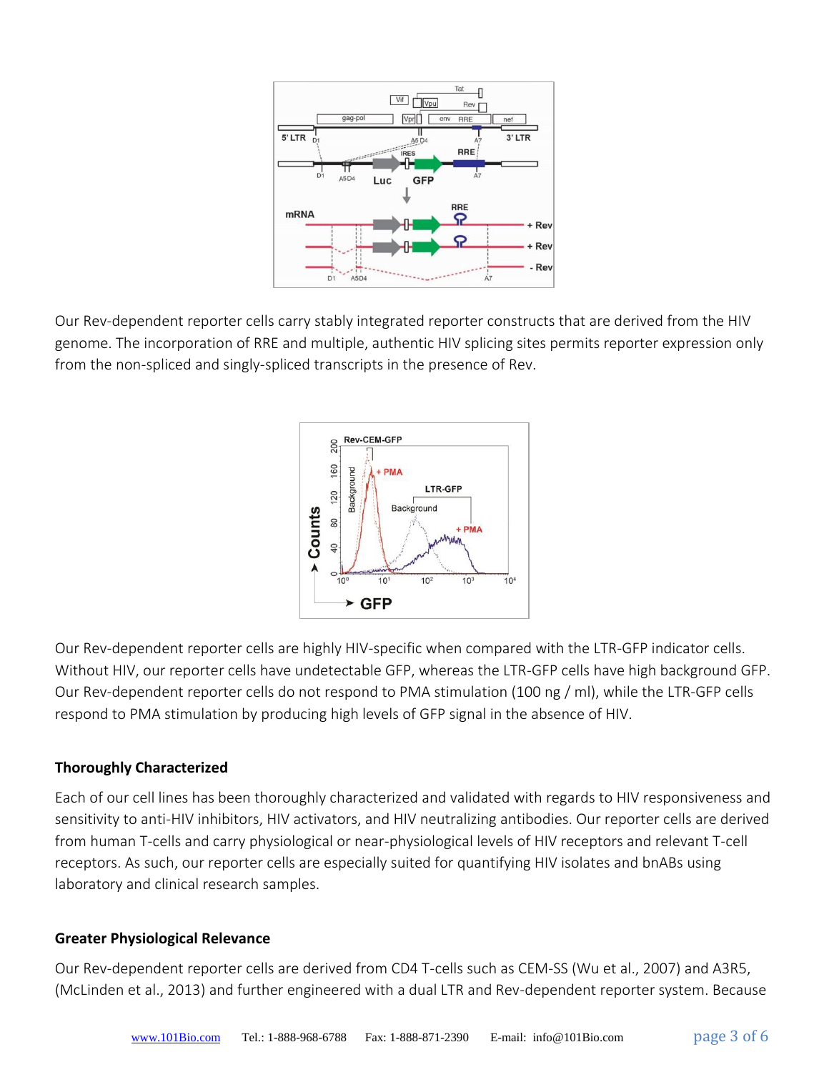Our Rev-dependent reporter cells carry stably integrated reporter constructs that are derived from the HIV genome. The incorporation of RRE and multiple, authentic HIV splicing sites permits reporter expression only from the non-spliced and singly-spliced transcripts in the presence of Rev.

Our Rev-dependent reporter cells are highly HIV-specific when compared with the LTR-GFP indicator cells. Without HIV, our reporter cells have undetectable GFP, whereas the LTR-GFP cells have high background GFP. Our Rev-dependent reporter cells do not respond to PMA stimulation (100 ng / ml), while the LTR-GFP cells respond to PMA stimulation by producing high levels of GFP signal in the absence of HIV.

### Thoroughly Characterized

Each of our cell lines has been thoroughly characterized and validated with regards to HIV responsiveness and sensitivity to anti-HIV inhibitors, HIV activators, and HIV neutralizing antibodies. Our reporter cells are derived from human T-cells and carry physiological or near-physiological levels of HIV receptors and relevant T-cell receptors. As such, our reporter cells are especially suited for quantifying HIV isolates and bnABs using laboratory and clinical research samples.

### Greater Physiological Relevance

Our Rev-dependent reporter cells are derived from CD4 T-cells such as CEM-SS (Wu et al., 2007) and A3R5, (McLinden et al., 2013) and further engineered with a dual LTR and Rev-dependent reporter system. Because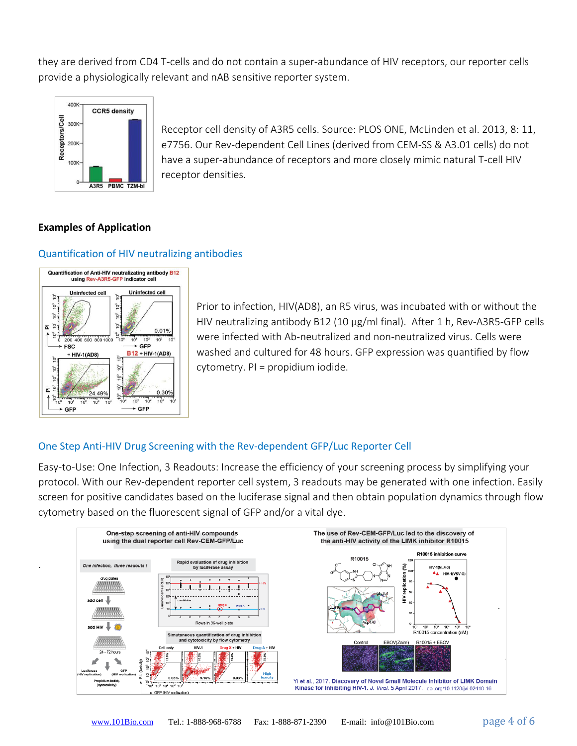they are derived from CD4 T-cells and do not contain a super-abundance of HIV receptors, our reporter cells provide a physiologically relevant and nAB sensitive reporter system.

Receptor cell density of A3R5 cells. Source: PLOS ONE, McLinden et al. 2013, 8: 11, e7756. Our Rev-dependent Cell Lines (derived from CEM-SS & A3.01 cells) do not have a super-abundance of receptors and more closely mimic natural T-cell HIV receptor densities.

## Examples of Application

### Quantification of HIV neutralizing antibodies

Prior to infection, HIV(AD8), an R5 virus, was incubated with or without the HIV neutralizing antibody B12 (10 µg/ml final). After 1 h, Rev-A3R5-GFP cells were infected with Ab-neutralized and non-neutralized virus. Cells were washed and cultured for 48 hours. GFP expression was quantified by flow cytometry. PI = propidium iodide.

### One Step Anti-HIV Drug Screening with the Rev-dependent GFP/Luc Reporter Cell

Easy-to-Use: One Infection, 3 Readouts: Increase the efficiency of your screening process by simplifying your protocol. With our Rev-dependent reporter cell system, 3 readouts may be generated with one infection. Easily screen for positive candidates based on the luciferase signal and then obtain population dynamics through flow cytometry based on the fluorescent signal of GFP and/or a vital dye.

Yi et al., 2017. Discovery of Novel Small Molecule Inhibitor of LIMK Domain Kinase for Inhibiting HIV-1. *J. Virol.* 5 April 2017. doi.org/10.1128/jvi.02418-16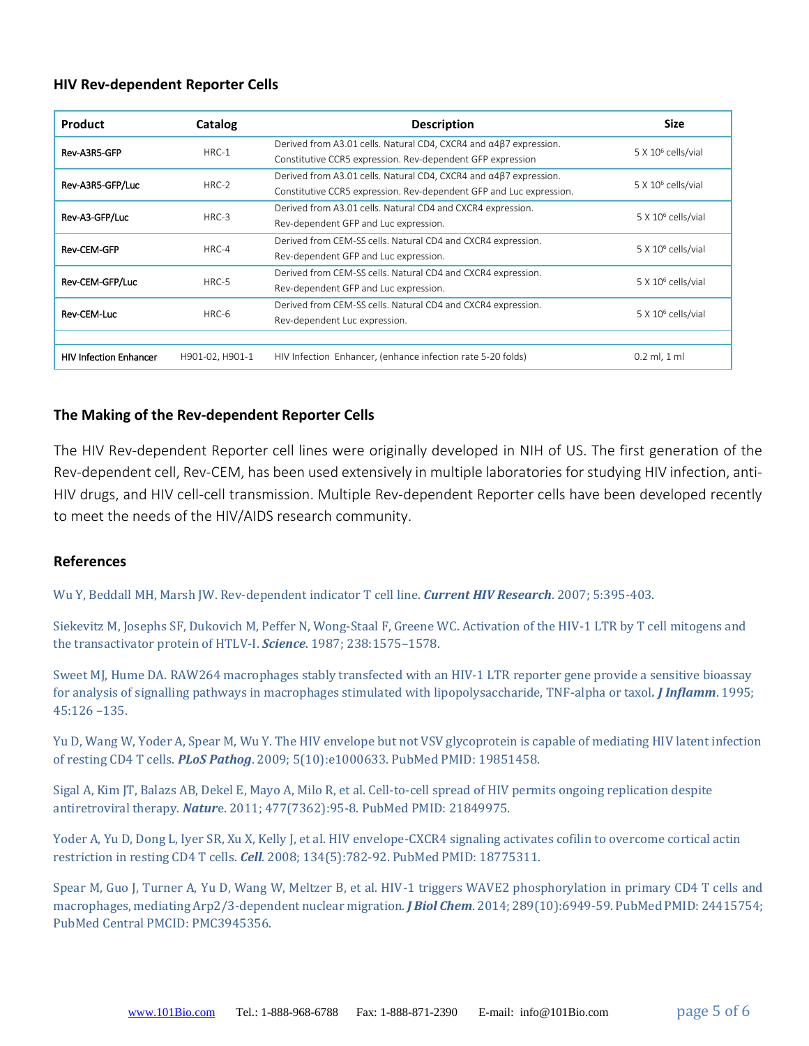### HIV Rev-dependent Reporter Cells

| Product | Catalog | Description | Size |
|---|---|---|---|
| Rev-A3R5-GFP | HRC-1 | Derived from A3.01 cells. Natural CD4, CXCR4 and α4β7 expression. Constitutive CCR5 expression. Rev-dependent GFP expression | 5 X $10^6$ cells/vial |
| Rev-A3R5-GFP/Luc | HRC-2 | Derived from A3.01 cells. Natural CD4, CXCR4 and α4β7 expression. Constitutive CCR5 expression. Rev-dependent GFP and Luc expression. | 5 X $10^6$ cells/vial |
| Rev-A3-GFP/Luc | HRC-3 | Derived from A3.01 cells. Natural CD4 and CXCR4 expression. Rev-dependent GFP and Luc expression. | 5 X $10^6$ cells/vial |
| Rev-CEM-GFP | HRC-4 | Derived from CEM-SS cells. Natural CD4 and CXCR4 expression. Rev-dependent GFP and Luc expression. | 5 X $10^6$ cells/vial |
| Rev-CEM-GFP/Luc | HRC-5 | Derived from CEM-SS cells. Natural CD4 and CXCR4 expression. Rev-dependent GFP and Luc expression. | 5 X $10^6$ cells/vial |
| Rev-CEM-Luc | HRC-6 | Derived from CEM-SS cells. Natural CD4 and CXCR4 expression. Rev-dependent Luc expression. | 5 X $10^6$ cells/vial |
| | | | |
| HIV Infection Enhancer | H901-02, H901-1 | HIV Infection Enhancer, (enhance infection rate 5-20 folds) | 0.2 ml, 1 ml |

### The Making of the Rev-dependent Reporter Cells

The HIV Rev-dependent Reporter cell lines were originally developed in NIH of US. The first generation of the Rev-dependent cell, Rev-CEM, has been used extensively in multiple laboratories for studying HIV infection, anti-HIV drugs, and HIV cell-cell transmission. Multiple Rev-dependent Reporter cells have been developed recently to meet the needs of the HIV/AIDS research community.

### References

Wu Y, Beddall MH, Marsh JW. Rev-dependent indicator T cell line. ***Current HIV Research***. 2007; 5:395-403.

Siekevitz M, Josephs SF, Dukovich M, Peffer N, Wong-Staal F, Greene WC. Activation of the HIV-1 LTR by T cell mitogens and the transactivator protein of HTLV-I. ***Science***. 1987; 238:1575–1578.

Sweet MJ, Hume DA. RAW264 macrophages stably transfected with an HIV-1 LTR reporter gene provide a sensitive bioassay for analysis of signalling pathways in macrophages stimulated with lipopolysaccharide, TNF-alpha or taxol***. J Inflamm***. 1995; 45:126 –135.

Yu D, Wang W, Yoder A, Spear M, Wu Y. The HIV envelope but not VSV glycoprotein is capable of mediating HIV latent infection of resting CD4 T cells. ***PLoS Pathog***. 2009; 5(10):e1000633. PubMed PMID: 19851458.

Sigal A, Kim JT, Balazs AB, Dekel E, Mayo A, Milo R, et al. Cell-to-cell spread of HIV permits ongoing replication despite antiretroviral therapy. ***Natur***e. 2011; 477(7362):95-8. PubMed PMID: 21849975.

Yoder A, Yu D, Dong L, Iyer SR, Xu X, Kelly J, et al. HIV envelope-CXCR4 signaling activates cofilin to overcome cortical actin restriction in resting CD4 T cells. ***Cell***. 2008; 134(5):782-92. PubMed PMID: 18775311.

Spear M, Guo J, Turner A, Yu D, Wang W, Meltzer B, et al. HIV-1 triggers WAVE2 phosphorylation in primary CD4 T cells and macrophages, mediating Arp2/3-dependent nuclear migration. ***J Biol Chem***. 2014; 289(10):6949-59. PubMed PMID: 24415754; PubMed Central PMCID: PMC3945356.

www.101Bio.com Tel.: 1-888-968-6788 Fax: 1-888-871-2390 E-mail: info@101Bio.com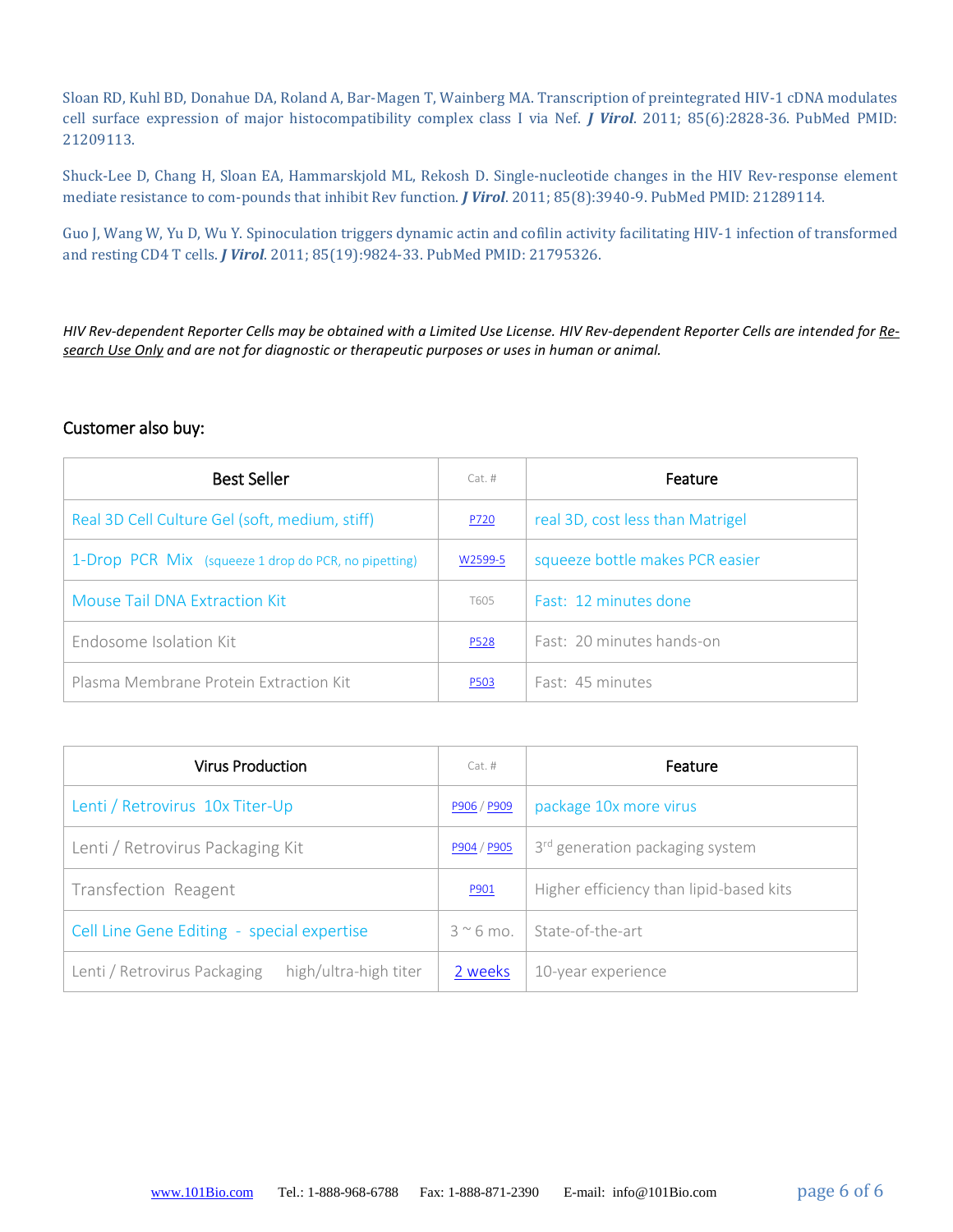Sloan RD, Kuhl BD, Donahue DA, Roland A, Bar-Magen T, Wainberg MA. Transcription of preintegrated HIV-1 cDNA modulates cell surface expression of major histocompatibility complex class I via Nef. ***J Virol***. 2011; 85(6):2828-36. PubMed PMID: 21209113.

Shuck-Lee D, Chang H, Sloan EA, Hammarskjold ML, Rekosh D. Single-nucleotide changes in the HIV Rev-response element mediate resistance to com-pounds that inhibit Rev function. ***J Virol***. 2011; 85(8):3940-9. PubMed PMID: 21289114.

Guo J, Wang W, Yu D, Wu Y. Spinoculation triggers dynamic actin and cofilin activity facilitating HIV-1 infection of transformed and resting CD4 T cells. ***J Virol***. 2011; 85(19):9824-33. PubMed PMID: 21795326.

*HIV Rev-dependent Reporter Cells may be obtained with a Limited Use License. HIV Rev-dependent Reporter Cells are intended for Research Use Only and are not for diagnostic or therapeutic purposes or uses in human or animal.*

## Customer also buy:

| Best Seller | Cat. # | Feature |
|---|---|---|
| Real 3D Cell Culture Gel (soft, medium, stiff) | P720 | real 3D, cost less than Matrigel |
| 1-Drop PCR Mix (squeeze 1 drop do PCR, no pipetting) | W2599-5 | squeeze bottle makes PCR easier |
| Mouse Tail DNA Extraction Kit | T605 | Fast: 12 minutes done |
| Endosome Isolation Kit | P528 | Fast: 20 minutes hands-on |
| Plasma Membrane Protein Extraction Kit | P503 | Fast: 45 minutes |

| Virus Production | Cat. # | Feature |
|---|---|---|
| Lenti / Retrovirus 10x Titer-Up | P906 / P909 | package 10x more virus |
| Lenti / Retrovirus Packaging Kit | P904 / P905 | 3rd generation packaging system |
| Transfection Reagent | P901 | Higher efficiency than lipid-based kits |
| Cell Line Gene Editing - special expertise | 3 ~ 6 mo. | State-of-the-art |
| Lenti / Retrovirus Packaging high/ultra-high titer | 2 weeks | 10-year experience |

www.101Bio.com Tel.: 1-888-968-6788 Fax: 1-888-871-2390 E-mail: info@101Bio.com